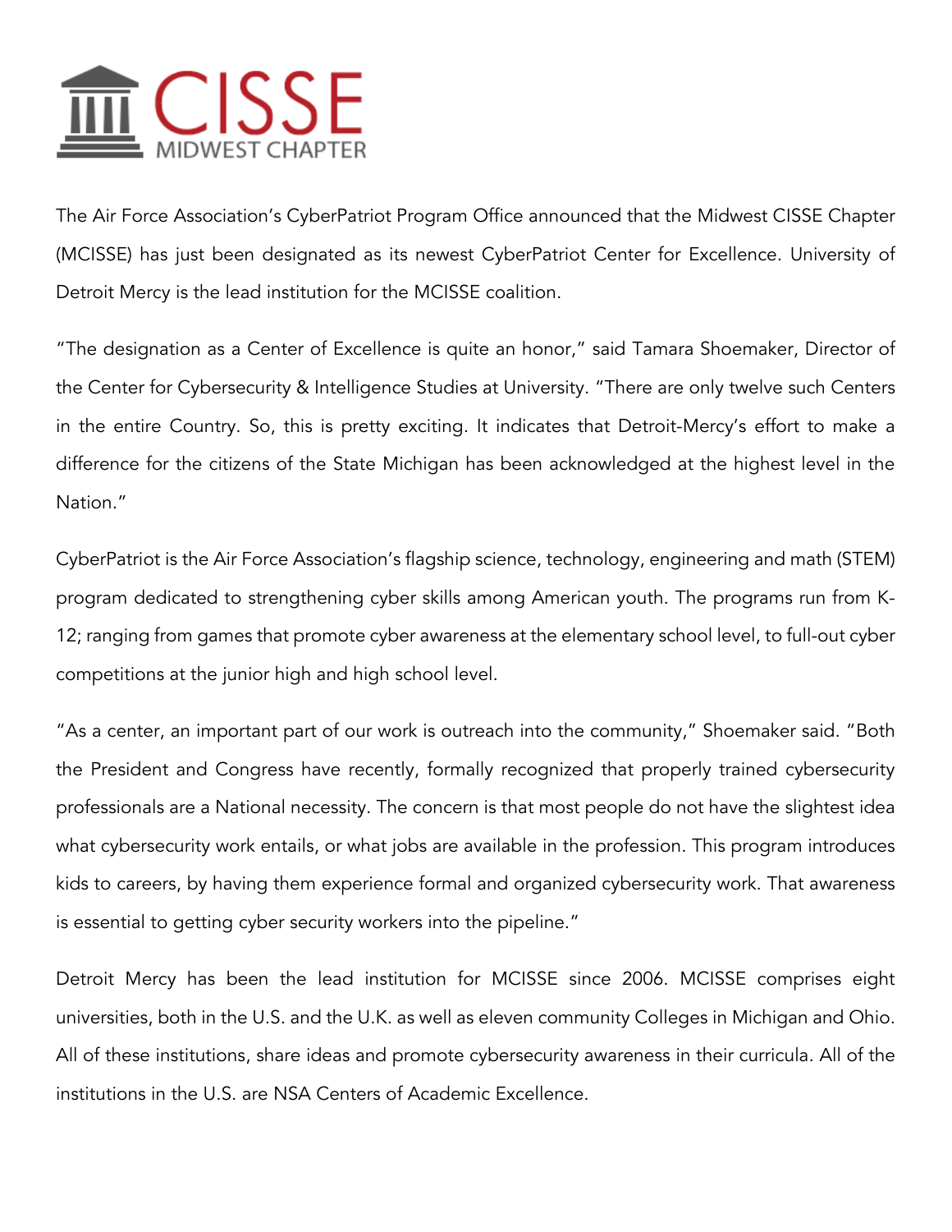# CISSE MIDWEST CHAPTER

The Air Force Association's CyberPatriot Program Office announced that the Midwest CISSE Chapter (MCISSE) has just been designated as its newest CyberPatriot Center for Excellence. University of Detroit Mercy is the lead institution for the MCISSE coalition.

"The designation as a Center of Excellence is quite an honor," said Tamara Shoemaker, Director of the Center for Cybersecurity & Intelligence Studies at University. "There are only twelve such Centers in the entire Country. So, this is pretty exciting. It indicates that Detroit-Mercy's effort to make a difference for the citizens of the State Michigan has been acknowledged at the highest level in the Nation."

CyberPatriot is the Air Force Association's flagship science, technology, engineering and math (STEM) program dedicated to strengthening cyber skills among American youth. The programs run from K-12; ranging from games that promote cyber awareness at the elementary school level, to full-out cyber competitions at the junior high and high school level.

"As a center, an important part of our work is outreach into the community," Shoemaker said. "Both the President and Congress have recently, formally recognized that properly trained cybersecurity professionals are a National necessity. The concern is that most people do not have the slightest idea what cybersecurity work entails, or what jobs are available in the profession. This program introduces kids to careers, by having them experience formal and organized cybersecurity work. That awareness is essential to getting cyber security workers into the pipeline."

Detroit Mercy has been the lead institution for MCISSE since 2006. MCISSE comprises eight universities, both in the U.S. and the U.K. as well as eleven community Colleges in Michigan and Ohio. All of these institutions, share ideas and promote cybersecurity awareness in their curricula. All of the institutions in the U.S. are NSA Centers of Academic Excellence.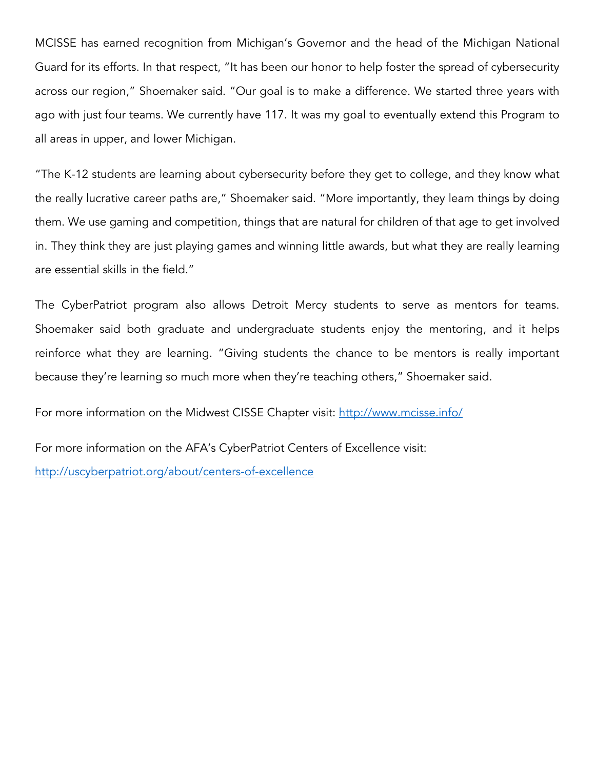MCISSE has earned recognition from Michigan's Governor and the head of the Michigan National Guard for its efforts. In that respect, "It has been our honor to help foster the spread of cybersecurity across our region," Shoemaker said. "Our goal is to make a difference. We started three years with ago with just four teams. We currently have 117. It was my goal to eventually extend this Program to all areas in upper, and lower Michigan.

"The K-12 students are learning about cybersecurity before they get to college, and they know what the really lucrative career paths are," Shoemaker said. "More importantly, they learn things by doing them. We use gaming and competition, things that are natural for children of that age to get involved in. They think they are just playing games and winning little awards, but what they are really learning are essential skills in the field."

The CyberPatriot program also allows Detroit Mercy students to serve as mentors for teams. Shoemaker said both graduate and undergraduate students enjoy the mentoring, and it helps reinforce what they are learning. "Giving students the chance to be mentors is really important because they're learning so much more when they're teaching others," Shoemaker said.

For more information on the Midwest CISSE Chapter visit: [http://www.mcisse.info/](http://www.mcisse.info/)

For more information on the AFA's CyberPatriot Centers of Excellence visit:
[http://uscyberpatriot.org/about/centers-of-excellence](http://uscyberpatriot.org/about/centers-of-excellence)